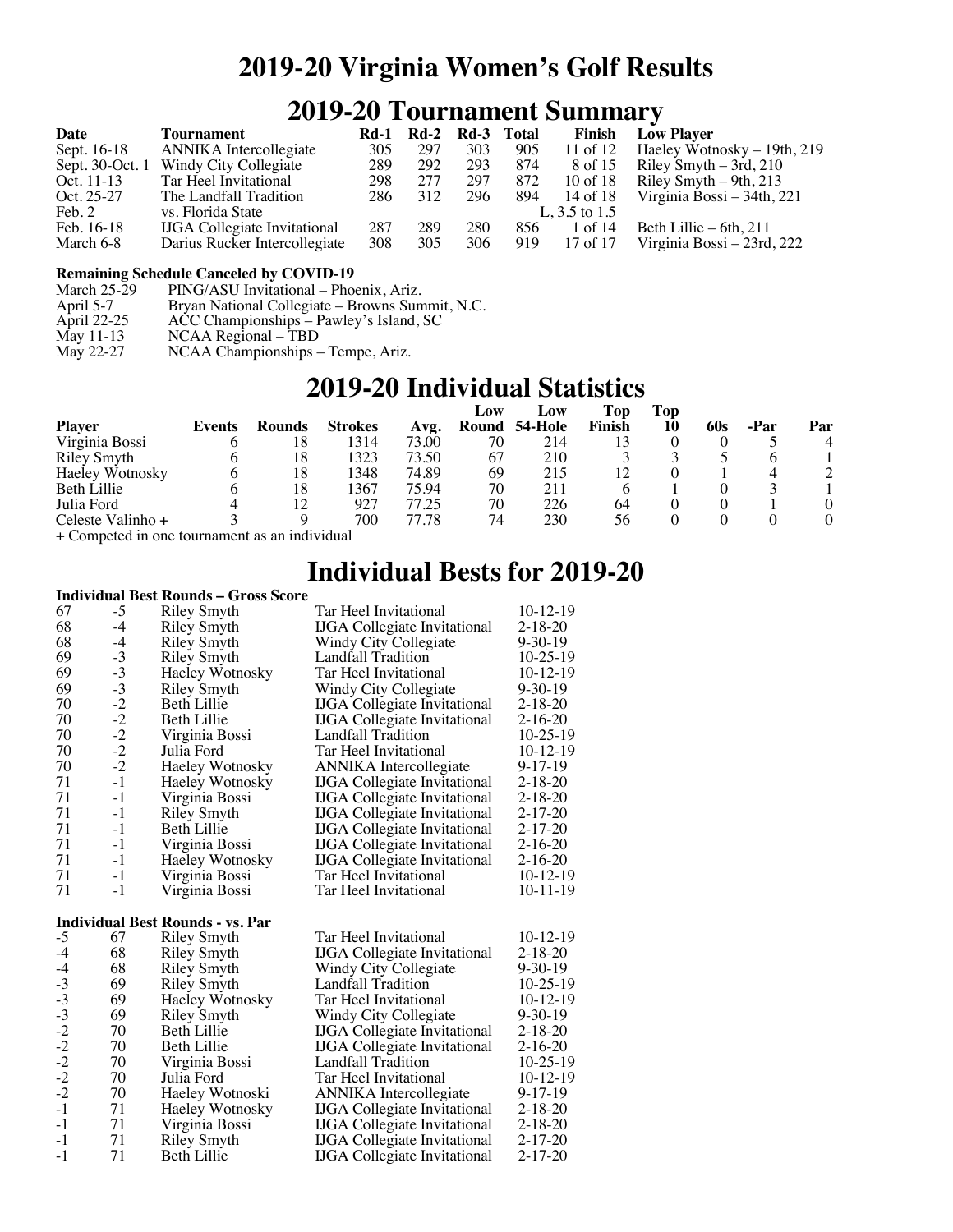# 2019-20 Virginia Women's Golf Results

## 2019-20 Tournament Summary

| Date | Tournament | Rd-1 | Rd-2 | Rd-3 | Total | Finish | Low Player |
|---|---|---|---|---|---|---|---|
| Sept. 16-18 | ANNIKA Intercollegiate | 305 | 297 | 303 | 905 | 11 of 12 | Haeley Wotnosky – 19th, 219 |
| Sept. 30-Oct. 1 | Windy City Collegiate | 289 | 292 | 293 | 874 | 8 of 15 | Riley Smyth – 3rd, 210 |
| Oct. 11-13 | Tar Heel Invitational | 298 | 277 | 297 | 872 | 10 of 18 | Riley Smyth – 9th, 213 |
| Oct. 25-27 | The Landfall Tradition | 286 | 312 | 296 | 894 | 14 of 18 | Virginia Bossi – 34th, 221 |
| Feb. 2 | vs. Florida State | | | | | L, 3.5 to 1.5 | |
| Feb. 16-18 | IJGA Collegiate Invitational | 287 | 289 | 280 | 856 | 1 of 14 | Beth Lillie – 6th, 211 |
| March 6-8 | Darius Rucker Intercollegiate | 308 | 305 | 306 | 919 | 17 of 17 | Virginia Bossi – 23rd, 222 |

**Remaining Schedule Canceled by COVID-19**

| | |
|---|---|
| March 25-29 | PING/ASU Invitational – Phoenix, Ariz. |
| April 5-7 | Bryan National Collegiate – Browns Summit, N.C. |
| April 22-25 | ACC Championships – Pawley's Island, SC |
| May 11-13 | NCAA Regional – TBD |
| May 22-27 | NCAA Championships – Tempe, Ariz. |

## 2019-20 Individual Statistics

| Player | Events | Rounds | Strokes | Avg. | Low Round | Low 54-Hole | Top Finish | Top 10 | 60s | -Par | Par |
|---|---|---|---|---|---|---|---|---|---|---|---|
| Virginia Bossi | 6 | 18 | 1314 | 73.00 | 70 | 214 | 13 | 0 | 0 | 5 | 4 |
| Riley Smyth | 6 | 18 | 1323 | 73.50 | 67 | 210 | 3 | 3 | 5 | 6 | 1 |
| Haeley Wotnosky | 6 | 18 | 1348 | 74.89 | 69 | 215 | 12 | 0 | 1 | 4 | 2 |
| Beth Lillie | 6 | 18 | 1367 | 75.94 | 70 | 211 | 6 | 1 | 0 | 3 | 1 |
| Julia Ford | 4 | 12 | 927 | 77.25 | 70 | 226 | 64 | 0 | 0 | 1 | 0 |
| Celeste Valinho + | 3 | 9 | 700 | 77.78 | 74 | 230 | 56 | 0 | 0 | 0 | 0 |

+ Competed in one tournament as an individual

## Individual Bests for 2019-20

**Individual Best Rounds – Gross Score**

| | | | | |
|---|---|---|---|---|
| 67 | -5 | Riley Smyth | Tar Heel Invitational | 10-12-19 |
| 68 | -4 | Riley Smyth | IJGA Collegiate Invitational | 2-18-20 |
| 68 | -4 | Riley Smyth | Windy City Collegiate | 9-30-19 |
| 69 | -3 | Riley Smyth | Landfall Tradition | 10-25-19 |
| 69 | -3 | Haeley Wotnosky | Tar Heel Invitational | 10-12-19 |
| 69 | -3 | Riley Smyth | Windy City Collegiate | 9-30-19 |
| 70 | -2 | Beth Lillie | IJGA Collegiate Invitational | 2-18-20 |
| 70 | -2 | Beth Lillie | IJGA Collegiate Invitational | 2-16-20 |
| 70 | -2 | Virginia Bossi | Landfall Tradition | 10-25-19 |
| 70 | -2 | Julia Ford | Tar Heel Invitational | 10-12-19 |
| 70 | -2 | Haeley Wotnosky | ANNIKA Intercollegiate | 9-17-19 |
| 71 | -1 | Haeley Wotnosky | IJGA Collegiate Invitational | 2-18-20 |
| 71 | -1 | Virginia Bossi | IJGA Collegiate Invitational | 2-18-20 |
| 71 | -1 | Riley Smyth | IJGA Collegiate Invitational | 2-17-20 |
| 71 | -1 | Beth Lillie | IJGA Collegiate Invitational | 2-17-20 |
| 71 | -1 | Virginia Bossi | IJGA Collegiate Invitational | 2-16-20 |
| 71 | -1 | Haeley Wotnosky | IJGA Collegiate Invitational | 2-16-20 |
| 71 | -1 | Virginia Bossi | Tar Heel Invitational | 10-12-19 |
| 71 | -1 | Virginia Bossi | Tar Heel Invitational | 10-11-19 |

**Individual Best Rounds - vs. Par**

| | | | | |
|---|---|---|---|---|
| -5 | 67 | Riley Smyth | Tar Heel Invitational | 10-12-19 |
| -4 | 68 | Riley Smyth | IJGA Collegiate Invitational | 2-18-20 |
| -4 | 68 | Riley Smyth | Windy City Collegiate | 9-30-19 |
| -3 | 69 | Riley Smyth | Landfall Tradition | 10-25-19 |
| -3 | 69 | Haeley Wotnosky | Tar Heel Invitational | 10-12-19 |
| -3 | 69 | Riley Smyth | Windy City Collegiate | 9-30-19 |
| -2 | 70 | Beth Lillie | IJGA Collegiate Invitational | 2-18-20 |
| -2 | 70 | Beth Lillie | IJGA Collegiate Invitational | 2-16-20 |
| -2 | 70 | Virginia Bossi | Landfall Tradition | 10-25-19 |
| -2 | 70 | Julia Ford | Tar Heel Invitational | 10-12-19 |
| -2 | 70 | Haeley Wotnoski | ANNIKA Intercollegiate | 9-17-19 |
| -1 | 71 | Haeley Wotnosky | IJGA Collegiate Invitational | 2-18-20 |
| -1 | 71 | Virginia Bossi | IJGA Collegiate Invitational | 2-18-20 |
| -1 | 71 | Riley Smyth | IJGA Collegiate Invitational | 2-17-20 |
| -1 | 71 | Beth Lillie | IJGA Collegiate Invitational | 2-17-20 |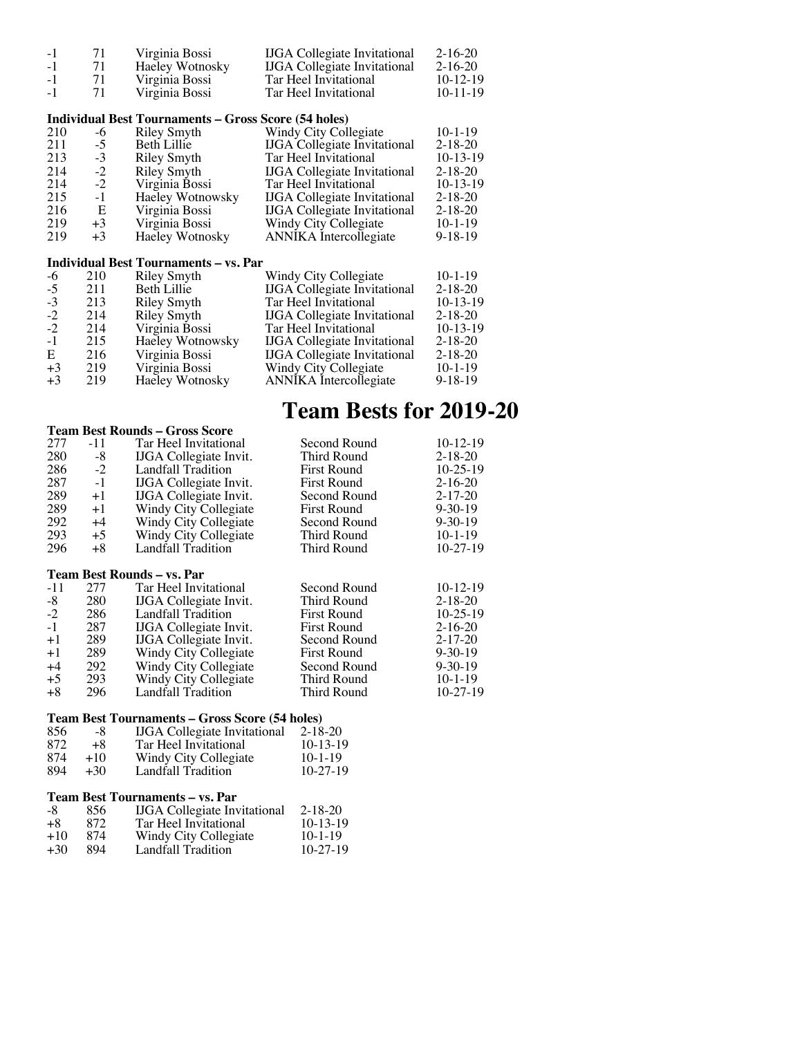| | | | | |
|---|---|---|---|---|
| -1 | 71 | Virginia Bossi | IJGA Collegiate Invitational | 2-16-20 |
| -1 | 71 | Haeley Wotnosky | IJGA Collegiate Invitational | 2-16-20 |
| -1 | 71 | Virginia Bossi | Tar Heel Invitational | 10-12-19 |
| -1 | 71 | Virginia Bossi | Tar Heel Invitational | 10-11-19 |

**Individual Best Tournaments – Gross Score (54 holes)**

| | | | | |
|---|---|---|---|---|
| 210 | -6 | Riley Smyth | Windy City Collegiate | 10-1-19 |
| 211 | -5 | Beth Lillie | IJGA Collegiate Invitational | 2-18-20 |
| 213 | -3 | Riley Smyth | Tar Heel Invitational | 10-13-19 |
| 214 | -2 | Riley Smyth | IJGA Collegiate Invitational | 2-18-20 |
| 214 | -2 | Virginia Bossi | Tar Heel Invitational | 10-13-19 |
| 215 | -1 | Haeley Wotnowsky | IJGA Collegiate Invitational | 2-18-20 |
| 216 | E | Virginia Bossi | IJGA Collegiate Invitational | 2-18-20 |
| 219 | +3 | Virginia Bossi | Windy City Collegiate | 10-1-19 |
| 219 | +3 | Haeley Wotnosky | ANNIKA Intercollegiate | 9-18-19 |

**Individual Best Tournaments – vs. Par**

| | | | | |
|---|---|---|---|---|
| -6 | 210 | Riley Smyth | Windy City Collegiate | 10-1-19 |
| -5 | 211 | Beth Lillie | IJGA Collegiate Invitational | 2-18-20 |
| -3 | 213 | Riley Smyth | Tar Heel Invitational | 10-13-19 |
| -2 | 214 | Riley Smyth | IJGA Collegiate Invitational | 2-18-20 |
| -2 | 214 | Virginia Bossi | Tar Heel Invitational | 10-13-19 |
| -1 | 215 | Haeley Wotnowsky | IJGA Collegiate Invitational | 2-18-20 |
| E | 216 | Virginia Bossi | IJGA Collegiate Invitational | 2-18-20 |
| +3 | 219 | Virginia Bossi | Windy City Collegiate | 10-1-19 |
| +3 | 219 | Haeley Wotnosky | ANNIKA Intercollegiate | 9-18-19 |

# Team Bests for 2019-20

**Team Best Rounds – Gross Score**

| | | | | |
|---|---|---|---|---|
| 277 | -11 | Tar Heel Invitational | Second Round | 10-12-19 |
| 280 | -8 | IJGA Collegiate Invit. | Third Round | 2-18-20 |
| 286 | -2 | Landfall Tradition | First Round | 10-25-19 |
| 287 | -1 | IJGA Collegiate Invit. | First Round | 2-16-20 |
| 289 | +1 | IJGA Collegiate Invit. | Second Round | 2-17-20 |
| 289 | +1 | Windy City Collegiate | First Round | 9-30-19 |
| 292 | +4 | Windy City Collegiate | Second Round | 9-30-19 |
| 293 | +5 | Windy City Collegiate | Third Round | 10-1-19 |
| 296 | +8 | Landfall Tradition | Third Round | 10-27-19 |

**Team Best Rounds – vs. Par**

| | | | | |
|---|---|---|---|---|
| -11 | 277 | Tar Heel Invitational | Second Round | 10-12-19 |
| -8 | 280 | IJGA Collegiate Invit. | Third Round | 2-18-20 |
| -2 | 286 | Landfall Tradition | First Round | 10-25-19 |
| -1 | 287 | IJGA Collegiate Invit. | First Round | 2-16-20 |
| +1 | 289 | IJGA Collegiate Invit. | Second Round | 2-17-20 |
| +1 | 289 | Windy City Collegiate | First Round | 9-30-19 |
| +4 | 292 | Windy City Collegiate | Second Round | 9-30-19 |
| +5 | 293 | Windy City Collegiate | Third Round | 10-1-19 |
| +8 | 296 | Landfall Tradition | Third Round | 10-27-19 |

**Team Best Tournaments – Gross Score (54 holes)**

| | | | |
|---|---|---|---|
| 856 | -8 | IJGA Collegiate Invitational | 2-18-20 |
| 872 | +8 | Tar Heel Invitational | 10-13-19 |
| 874 | +10 | Windy City Collegiate | 10-1-19 |
| 894 | +30 | Landfall Tradition | 10-27-19 |

**Team Best Tournaments – vs. Par**

| | | | |
|---|---|---|---|
| -8 | 856 | IJGA Collegiate Invitational | 2-18-20 |
| +8 | 872 | Tar Heel Invitational | 10-13-19 |
| +10 | 874 | Windy City Collegiate | 10-1-19 |
| +30 | 894 | Landfall Tradition | 10-27-19 |